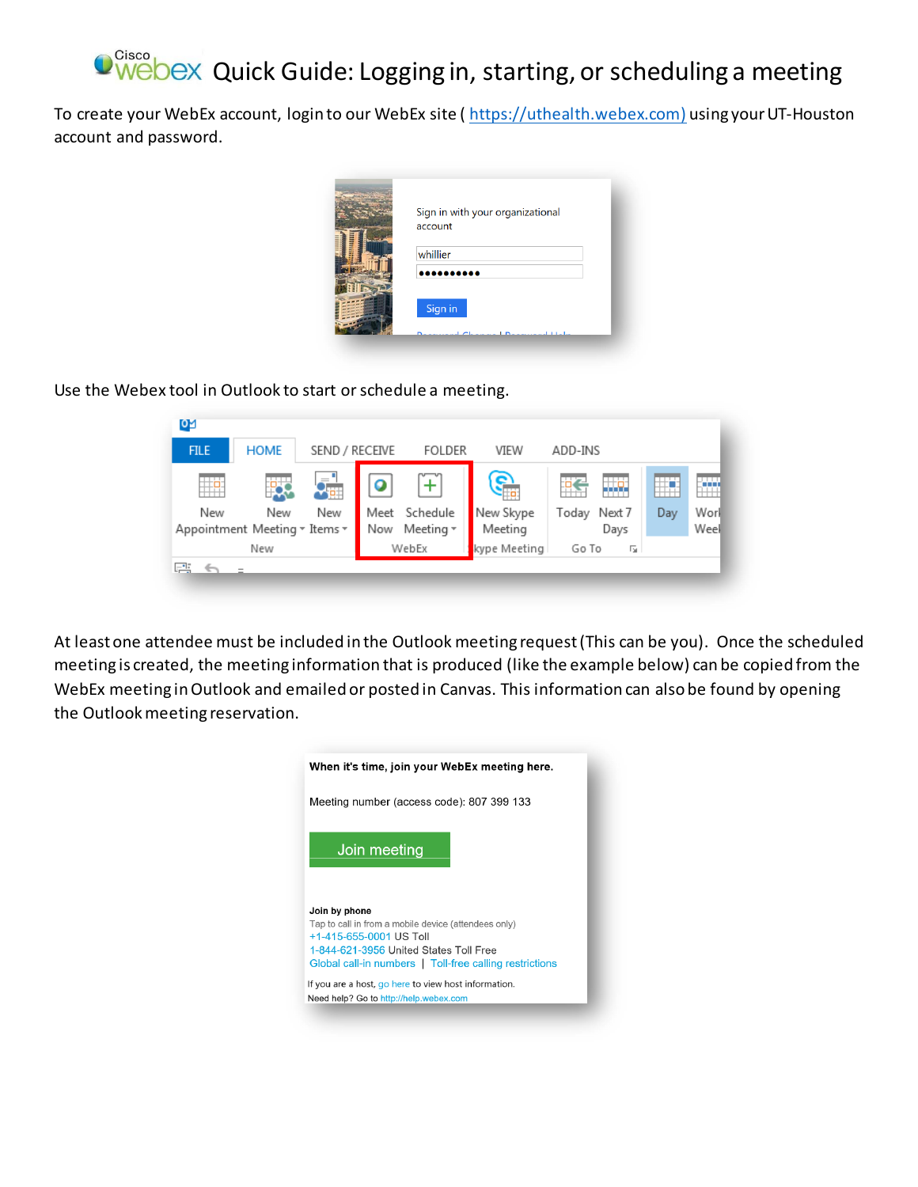# Cisco webex Quick Guide: Logging in, starting, or scheduling a meeting

To create your WebEx account, login to our WebEx site ( https://uthealth.webex.com) using your UT-Houston account and password.

Use the Webex tool in Outlook to start or schedule a meeting.

At least one attendee must be included in the Outlook meeting request (This can be you). Once the scheduled meeting is created, the meeting information that is produced (like the example below) can be copied from the WebEx meeting in Outlook and emailed or posted in Canvas. This information can also be found by opening the Outlook meeting reservation.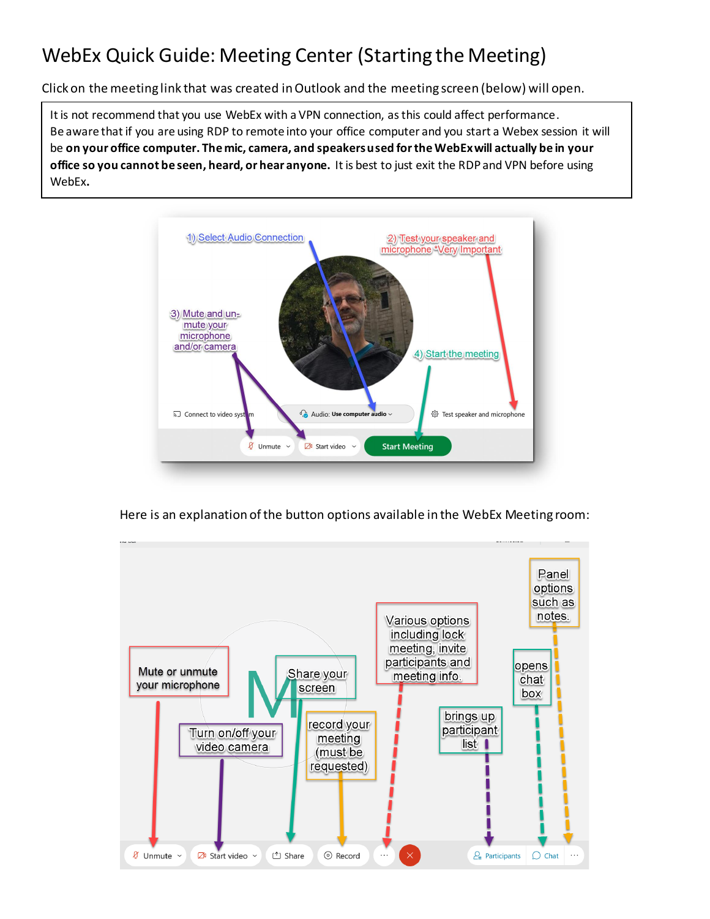# WebEx Quick Guide: Meeting Center (Starting the Meeting)

Click on the meeting link that was created in Outlook and the meeting screen (below) will open.

It is not recommend that you use WebEx with a VPN connection, as this could affect performance. Be aware that if you are using RDP to remote into your office computer and you start a Webex session it will be **on your office computer. The mic, camera, and speakers used for the WebEx will actually be in your office so you cannot be seen, heard, or hear anyone.** It is best to just exit the RDP and VPN before using WebEx.

1) Select Audio Connection

2) Test your speaker and microphone *Very Important

3) Mute and un-mute your microphone and/or camera

4) Start the meeting

Connect to video system

Audio: Use computer audio

Test speaker and microphone

Unmute

Start video

Start Meeting

Here is an explanation of the button options available in the WebEx Meeting room:

Mute or unmute your microphone

Turn on/off your video camera

Share your screen

record your meeting (must be requested)

Various options including lock meeting, invite participants and meeting info.

brings up participant list

opens chat box

Panel options such as notes.

Unmute

Start video

Share

Record

Participants

Chat